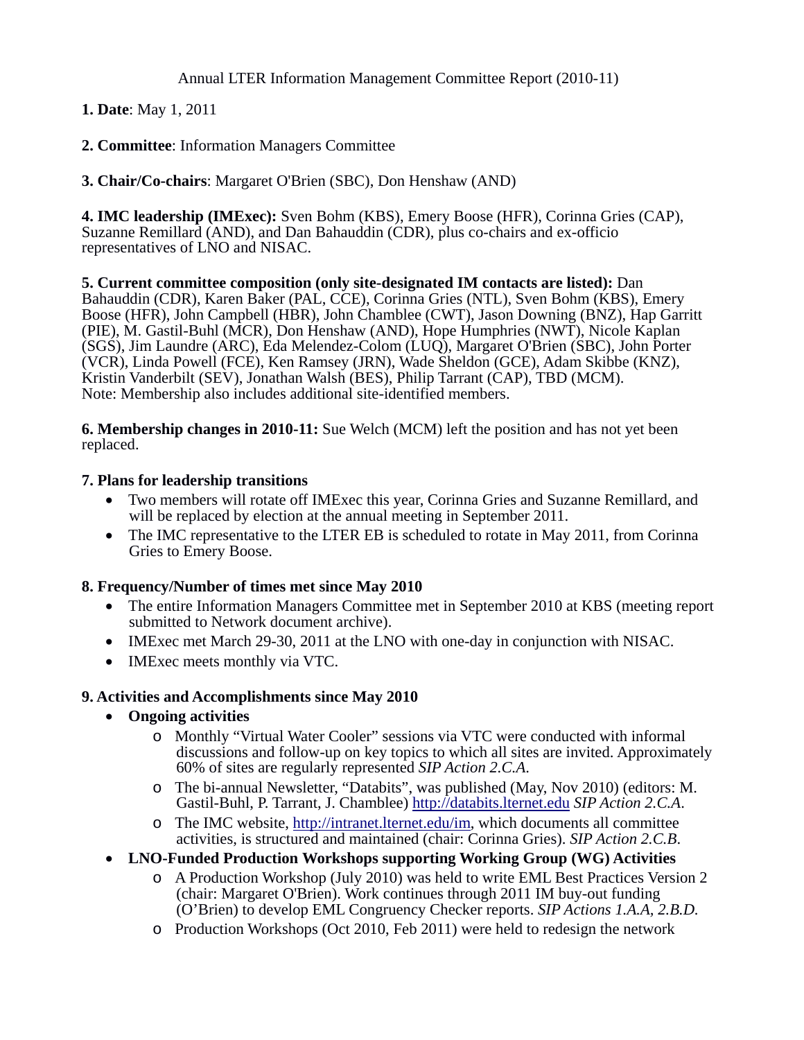Annual LTER Information Management Committee Report (2010-11)

**1. Date**: May 1, 2011

**2. Committee**: Information Managers Committee

**3. Chair/Co-chairs**: Margaret O'Brien (SBC), Don Henshaw (AND)

**4. IMC leadership (IMExec):** Sven Bohm (KBS), Emery Boose (HFR), Corinna Gries (CAP), Suzanne Remillard (AND), and Dan Bahauddin (CDR), plus co-chairs and ex-officio representatives of LNO and NISAC.

**5. Current committee composition (only site-designated IM contacts are listed):** Dan Bahauddin (CDR), Karen Baker (PAL, CCE), Corinna Gries (NTL), Sven Bohm (KBS), Emery Boose (HFR), John Campbell (HBR), John Chamblee (CWT), Jason Downing (BNZ), Hap Garritt (PIE), M. Gastil-Buhl (MCR), Don Henshaw (AND), Hope Humphries (NWT), Nicole Kaplan (SGS), Jim Laundre (ARC), Eda Melendez-Colom (LUQ), Margaret O'Brien (SBC), John Porter (VCR), Linda Powell (FCE), Ken Ramsey (JRN), Wade Sheldon (GCE), Adam Skibbe (KNZ), Kristin Vanderbilt (SEV), Jonathan Walsh (BES), Philip Tarrant (CAP), TBD (MCM).
Note: Membership also includes additional site-identified members.

**6. Membership changes in 2010-11:** Sue Welch (MCM) left the position and has not yet been replaced.

**7. Plans for leadership transitions**

- Two members will rotate off IMExec this year, Corinna Gries and Suzanne Remillard, and will be replaced by election at the annual meeting in September 2011.
- The IMC representative to the LTER EB is scheduled to rotate in May 2011, from Corinna Gries to Emery Boose.

**8. Frequency/Number of times met since May 2010**

- The entire Information Managers Committee met in September 2010 at KBS (meeting report submitted to Network document archive).
- IMExec met March 29-30, 2011 at the LNO with one-day in conjunction with NISAC.
- IMExec meets monthly via VTC.

**9. Activities and Accomplishments since May 2010**

- **Ongoing activities**
  - Monthly “Virtual Water Cooler” sessions via VTC were conducted with informal discussions and follow-up on key topics to which all sites are invited. Approximately 60% of sites are regularly represented *SIP Action 2.C.A.*
  - The bi-annual Newsletter, “Databits”, was published (May, Nov 2010) (editors: M. Gastil-Buhl, P. Tarrant, J. Chamblee) http://databits.lternet.edu *SIP Action 2.C.A.*
  - The IMC website, http://intranet.lternet.edu/im, which documents all committee activities, is structured and maintained (chair: Corinna Gries). *SIP Action 2.C.B.*
- **LNO-Funded Production Workshops supporting Working Group (WG) Activities**
  - A Production Workshop (July 2010) was held to write EML Best Practices Version 2 (chair: Margaret O'Brien). Work continues through 2011 IM buy-out funding (O’Brien) to develop EML Congruency Checker reports. *SIP Actions 1.A.A, 2.B.D.*
  - Production Workshops (Oct 2010, Feb 2011) were held to redesign the network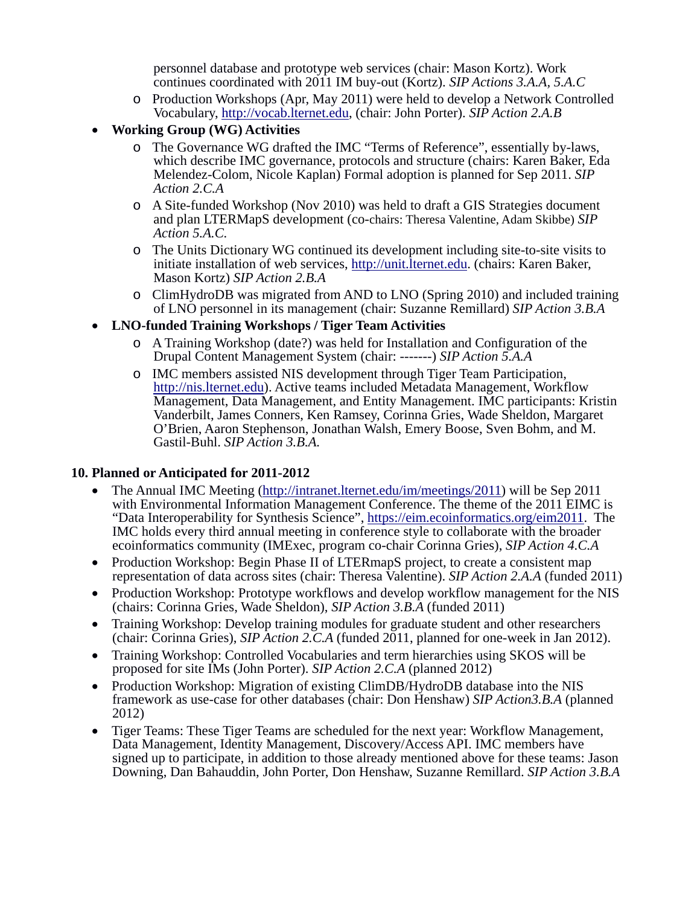personnel database and prototype web services (chair: Mason Kortz). Work continues coordinated with 2011 IM buy-out (Kortz). *SIP Actions 3.A.A, 5.A.C*

  - Production Workshops (Apr, May 2011) were held to develop a Network Controlled Vocabulary, http://vocab.lternet.edu, (chair: John Porter). *SIP Action 2.A.B*

- **Working Group (WG) Activities**
  - The Governance WG drafted the IMC "Terms of Reference", essentially by-laws, which describe IMC governance, protocols and structure (chairs: Karen Baker, Eda Melendez-Colom, Nicole Kaplan) Formal adoption is planned for Sep 2011. *SIP Action 2.C.A*
  - A Site-funded Workshop (Nov 2010) was held to draft a GIS Strategies document and plan LTERMapS development (co-chairs: Theresa Valentine, Adam Skibbe) *SIP Action 5.A.C.*
  - The Units Dictionary WG continued its development including site-to-site visits to initiate installation of web services, http://unit.lternet.edu. (chairs: Karen Baker, Mason Kortz) *SIP Action 2.B.A*
  - ClimHydroDB was migrated from AND to LNO (Spring 2010) and included training of LNO personnel in its management (chair: Suzanne Remillard) *SIP Action 3.B.A*
- **LNO-funded Training Workshops / Tiger Team Activities**
  - A Training Workshop (date?) was held for Installation and Configuration of the Drupal Content Management System (chair: -------) *SIP Action 5.A.A*
  - IMC members assisted NIS development through Tiger Team Participation, http://nis.lternet.edu). Active teams included Metadata Management, Workflow Management, Data Management, and Entity Management. IMC participants: Kristin Vanderbilt, James Conners, Ken Ramsey, Corinna Gries, Wade Sheldon, Margaret O'Brien, Aaron Stephenson, Jonathan Walsh, Emery Boose, Sven Bohm, and M. Gastil-Buhl. *SIP Action 3.B.A.*

**10. Planned or Anticipated for 2011-2012**

- The Annual IMC Meeting (http://intranet.lternet.edu/im/meetings/2011) will be Sep 2011 with Environmental Information Management Conference. The theme of the 2011 EIMC is "Data Interoperability for Synthesis Science", https://eim.ecoinformatics.org/eim2011. The IMC holds every third annual meeting in conference style to collaborate with the broader ecoinformatics community (IMExec, program co-chair Corinna Gries), *SIP Action 4.C.A*
- Production Workshop: Begin Phase II of LTERmapS project, to create a consistent map representation of data across sites (chair: Theresa Valentine). *SIP Action 2.A.A* (funded 2011)
- Production Workshop: Prototype workflows and develop workflow management for the NIS (chairs: Corinna Gries, Wade Sheldon), *SIP Action 3.B.A* (funded 2011)
- Training Workshop: Develop training modules for graduate student and other researchers (chair: Corinna Gries), *SIP Action 2.C.A* (funded 2011, planned for one-week in Jan 2012).
- Training Workshop: Controlled Vocabularies and term hierarchies using SKOS will be proposed for site IMs (John Porter). *SIP Action 2.C.A* (planned 2012)
- Production Workshop: Migration of existing ClimDB/HydroDB database into the NIS framework as use-case for other databases (chair: Don Henshaw) *SIP Action3.B.A* (planned 2012)
- Tiger Teams: These Tiger Teams are scheduled for the next year: Workflow Management, Data Management, Identity Management, Discovery/Access API. IMC members have signed up to participate, in addition to those already mentioned above for these teams: Jason Downing, Dan Bahauddin, John Porter, Don Henshaw, Suzanne Remillard. *SIP Action 3.B.A*